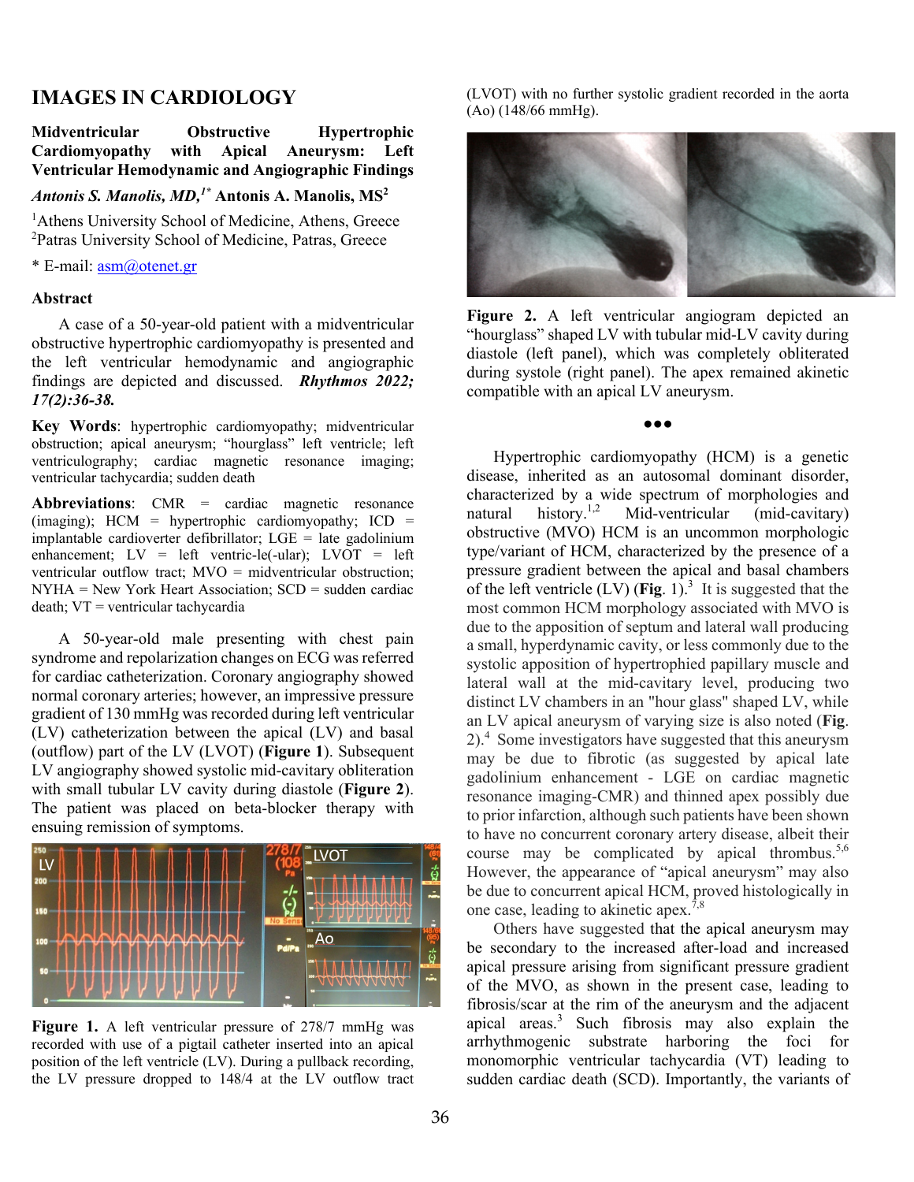# IMAGES IN CARDIOLOGY

## Midventricular Obstructive Hypertrophic Cardiomyopathy with Apical Aneurysm: Left Ventricular Hemodynamic and Angiographic Findings

***Antonis S. Manolis, MD,***[1*] **Antonis A. Manolis, MS**[2]

[1]Athens University School of Medicine, Athens, Greece
[2]Patras University School of Medicine, Patras, Greece

\* E-mail: asm@otenet.gr

### Abstract

A case of a 50-year-old patient with a midventricular obstructive hypertrophic cardiomyopathy is presented and the left ventricular hemodynamic and angiographic findings are depicted and discussed. ***Rhythmos 2022; 17(2):36-38.***

**Key Words**: hypertrophic cardiomyopathy; midventricular obstruction; apical aneurysm; "hourglass" left ventricle; left ventriculography; cardiac magnetic resonance imaging; ventricular tachycardia; sudden death

**Abbreviations**: CMR = cardiac magnetic resonance (imaging); HCM = hypertrophic cardiomyopathy; ICD = implantable cardioverter defibrillator; LGE = late gadolinium enhancement; LV = left ventric-le(-ular); LVOT = left ventricular outflow tract; MVO = midventricular obstruction; NYHA = New York Heart Association; SCD = sudden cardiac death; VT = ventricular tachycardia

A 50-year-old male presenting with chest pain syndrome and repolarization changes on ECG was referred for cardiac catheterization. Coronary angiography showed normal coronary arteries; however, an impressive pressure gradient of 130 mmHg was recorded during left ventricular (LV) catheterization between the apical (LV) and basal (outflow) part of the LV (LVOT) (**Figure 1**). Subsequent LV angiography showed systolic mid-cavitary obliteration with small tubular LV cavity during diastole (**Figure 2**). The patient was placed on beta-blocker therapy with ensuing remission of symptoms.

**Figure 1.** A left ventricular pressure of 278/7 mmHg was recorded with use of a pigtail catheter inserted into an apical position of the left ventricle (LV). During a pullback recording, the LV pressure dropped to 148/4 at the LV outflow tract (LVOT) with no further systolic gradient recorded in the aorta (Ao) (148/66 mmHg).

**Figure 2.** A left ventricular angiogram depicted an "hourglass" shaped LV with tubular mid-LV cavity during diastole (left panel), which was completely obliterated during systole (right panel). The apex remained akinetic compatible with an apical LV aneurysm.

●●●

Hypertrophic cardiomyopathy (HCM) is a genetic disease, inherited as an autosomal dominant disorder, characterized by a wide spectrum of morphologies and natural history.[1,2] Mid-ventricular (mid-cavitary) obstructive (MVO) HCM is an uncommon morphologic type/variant of HCM, characterized by the presence of a pressure gradient between the apical and basal chambers of the left ventricle (LV) (**Fig**. 1).[3] It is suggested that the most common HCM morphology associated with MVO is due to the apposition of septum and lateral wall producing a small, hyperdynamic cavity, or less commonly due to the systolic apposition of hypertrophied papillary muscle and lateral wall at the mid-cavitary level, producing two distinct LV chambers in an "hour glass" shaped LV, while an LV apical aneurysm of varying size is also noted (**Fig**. 2).[4] Some investigators have suggested that this aneurysm may be due to fibrotic (as suggested by apical late gadolinium enhancement - LGE on cardiac magnetic resonance imaging-CMR) and thinned apex possibly due to prior infarction, although such patients have been shown to have no concurrent coronary artery disease, albeit their course may be complicated by apical thrombus.[5,6] However, the appearance of "apical aneurysm" may also be due to concurrent apical HCM, proved histologically in one case, leading to akinetic apex.[7,8]

Others have suggested that the apical aneurysm may be secondary to the increased after-load and increased apical pressure arising from significant pressure gradient of the MVO, as shown in the present case, leading to fibrosis/scar at the rim of the aneurysm and the adjacent apical areas.[3] Such fibrosis may also explain the arrhythmogenic substrate harboring the foci for monomorphic ventricular tachycardia (VT) leading to sudden cardiac death (SCD). Importantly, the variants of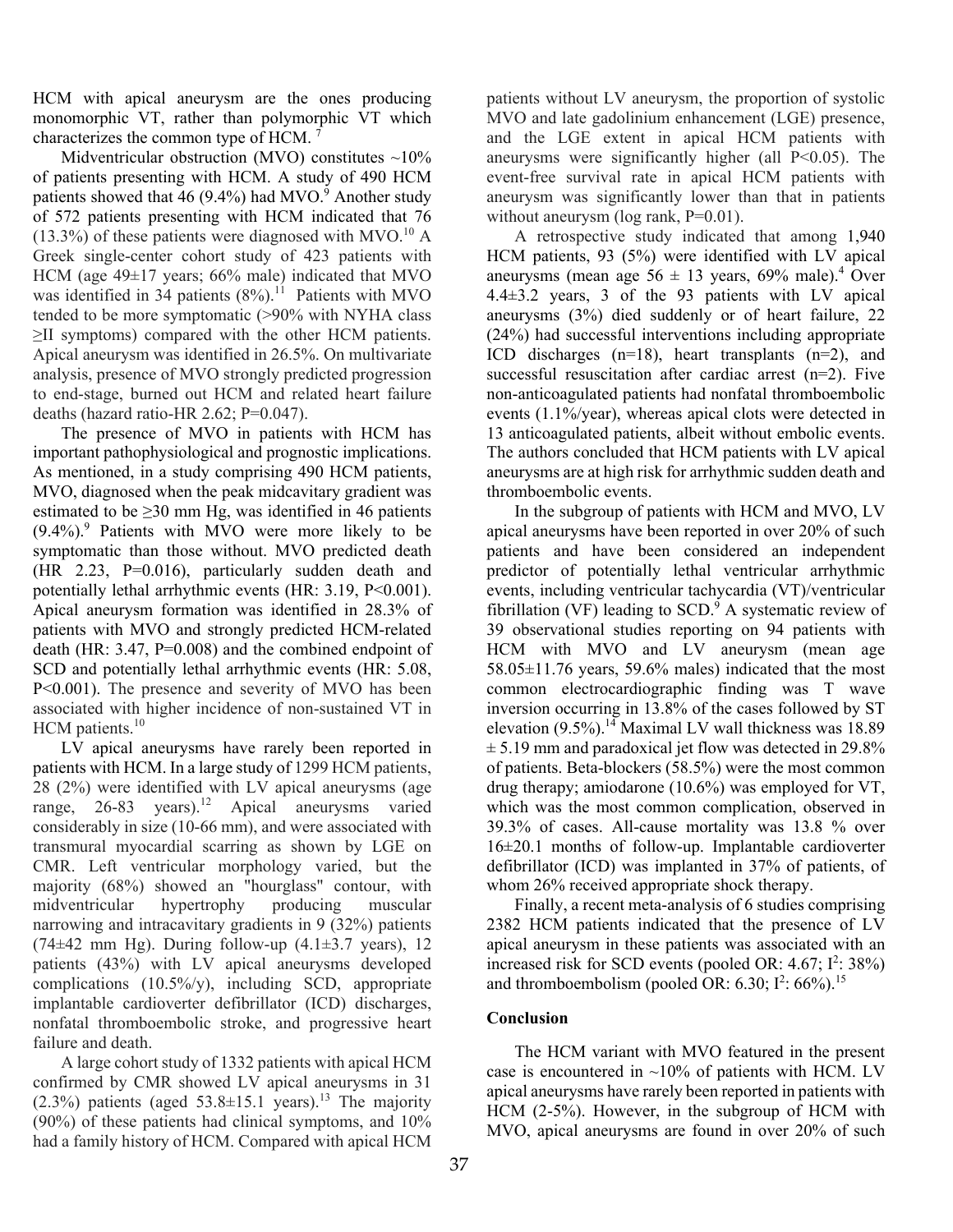HCM with apical aneurysm are the ones producing monomorphic VT, rather than polymorphic VT which characterizes the common type of HCM. [7]

Midventricular obstruction (MVO) constitutes ~10% of patients presenting with HCM. A study of 490 HCM patients showed that 46 (9.4%) had MVO.[9] Another study of 572 patients presenting with HCM indicated that 76 (13.3%) of these patients were diagnosed with MVO.[10] A Greek single-center cohort study of 423 patients with HCM (age 49±17 years; 66% male) indicated that MVO was identified in 34 patients (8%).[11] Patients with MVO tended to be more symptomatic (>90% with NYHA class ≥II symptoms) compared with the other HCM patients. Apical aneurysm was identified in 26.5%. On multivariate analysis, presence of MVO strongly predicted progression to end-stage, burned out HCM and related heart failure deaths (hazard ratio-HR 2.62; P=0.047).

The presence of MVO in patients with HCM has important pathophysiological and prognostic implications. As mentioned, in a study comprising 490 HCM patients, MVO, diagnosed when the peak midcavitary gradient was estimated to be ≥30 mm Hg, was identified in 46 patients (9.4%).[9] Patients with MVO were more likely to be symptomatic than those without. MVO predicted death (HR 2.23, P=0.016), particularly sudden death and potentially lethal arrhythmic events (HR: 3.19, P<0.001). Apical aneurysm formation was identified in 28.3% of patients with MVO and strongly predicted HCM-related death (HR: 3.47, P=0.008) and the combined endpoint of SCD and potentially lethal arrhythmic events (HR: 5.08, P<0.001). The presence and severity of MVO has been associated with higher incidence of non-sustained VT in HCM patients.[10]

LV apical aneurysms have rarely been reported in patients with HCM. In a large study of 1299 HCM patients, 28 (2%) were identified with LV apical aneurysms (age range, 26-83 years).[12] Apical aneurysms varied considerably in size (10-66 mm), and were associated with transmural myocardial scarring as shown by LGE on CMR. Left ventricular morphology varied, but the majority (68%) showed an "hourglass" contour, with midventricular hypertrophy producing muscular narrowing and intracavitary gradients in 9 (32%) patients (74±42 mm Hg). During follow-up (4.1±3.7 years), 12 patients (43%) with LV apical aneurysms developed complications (10.5%/y), including SCD, appropriate implantable cardioverter defibrillator (ICD) discharges, nonfatal thromboembolic stroke, and progressive heart failure and death.

A large cohort study of 1332 patients with apical HCM confirmed by CMR showed LV apical aneurysms in 31 (2.3%) patients (aged 53.8±15.1 years).[13] The majority (90%) of these patients had clinical symptoms, and 10% had a family history of HCM. Compared with apical HCM patients without LV aneurysm, the proportion of systolic MVO and late gadolinium enhancement (LGE) presence, and the LGE extent in apical HCM patients with aneurysms were significantly higher (all P<0.05). The event-free survival rate in apical HCM patients with aneurysm was significantly lower than that in patients without aneurysm (log rank, P=0.01).

A retrospective study indicated that among 1,940 HCM patients, 93 (5%) were identified with LV apical aneurysms (mean age 56 ± 13 years, 69% male).[4] Over 4.4±3.2 years, 3 of the 93 patients with LV apical aneurysms (3%) died suddenly or of heart failure, 22 (24%) had successful interventions including appropriate ICD discharges (n=18), heart transplants (n=2), and successful resuscitation after cardiac arrest (n=2). Five non-anticoagulated patients had nonfatal thromboembolic events (1.1%/year), whereas apical clots were detected in 13 anticoagulated patients, albeit without embolic events. The authors concluded that HCM patients with LV apical aneurysms are at high risk for arrhythmic sudden death and thromboembolic events.

In the subgroup of patients with HCM and MVO, LV apical aneurysms have been reported in over 20% of such patients and have been considered an independent predictor of potentially lethal ventricular arrhythmic events, including ventricular tachycardia (VT)/ventricular fibrillation (VF) leading to SCD.[9] A systematic review of 39 observational studies reporting on 94 patients with HCM with MVO and LV aneurysm (mean age 58.05±11.76 years, 59.6% males) indicated that the most common electrocardiographic finding was T wave inversion occurring in 13.8% of the cases followed by ST elevation (9.5%).[14] Maximal LV wall thickness was 18.89 ± 5.19 mm and paradoxical jet flow was detected in 29.8% of patients. Beta-blockers (58.5%) were the most common drug therapy; amiodarone (10.6%) was employed for VT, which was the most common complication, observed in 39.3% of cases. All-cause mortality was 13.8 % over 16±20.1 months of follow-up. Implantable cardioverter defibrillator (ICD) was implanted in 37% of patients, of whom 26% received appropriate shock therapy.

Finally, a recent meta-analysis of 6 studies comprising 2382 HCM patients indicated that the presence of LV apical aneurysm in these patients was associated with an increased risk for SCD events (pooled OR: 4.67; $I^2$: 38%) and thromboembolism (pooled OR: 6.30; $I^2$: 66%).[15]

## Conclusion

The HCM variant with MVO featured in the present case is encountered in ~10% of patients with HCM. LV apical aneurysms have rarely been reported in patients with HCM (2-5%). However, in the subgroup of HCM with MVO, apical aneurysms are found in over 20% of such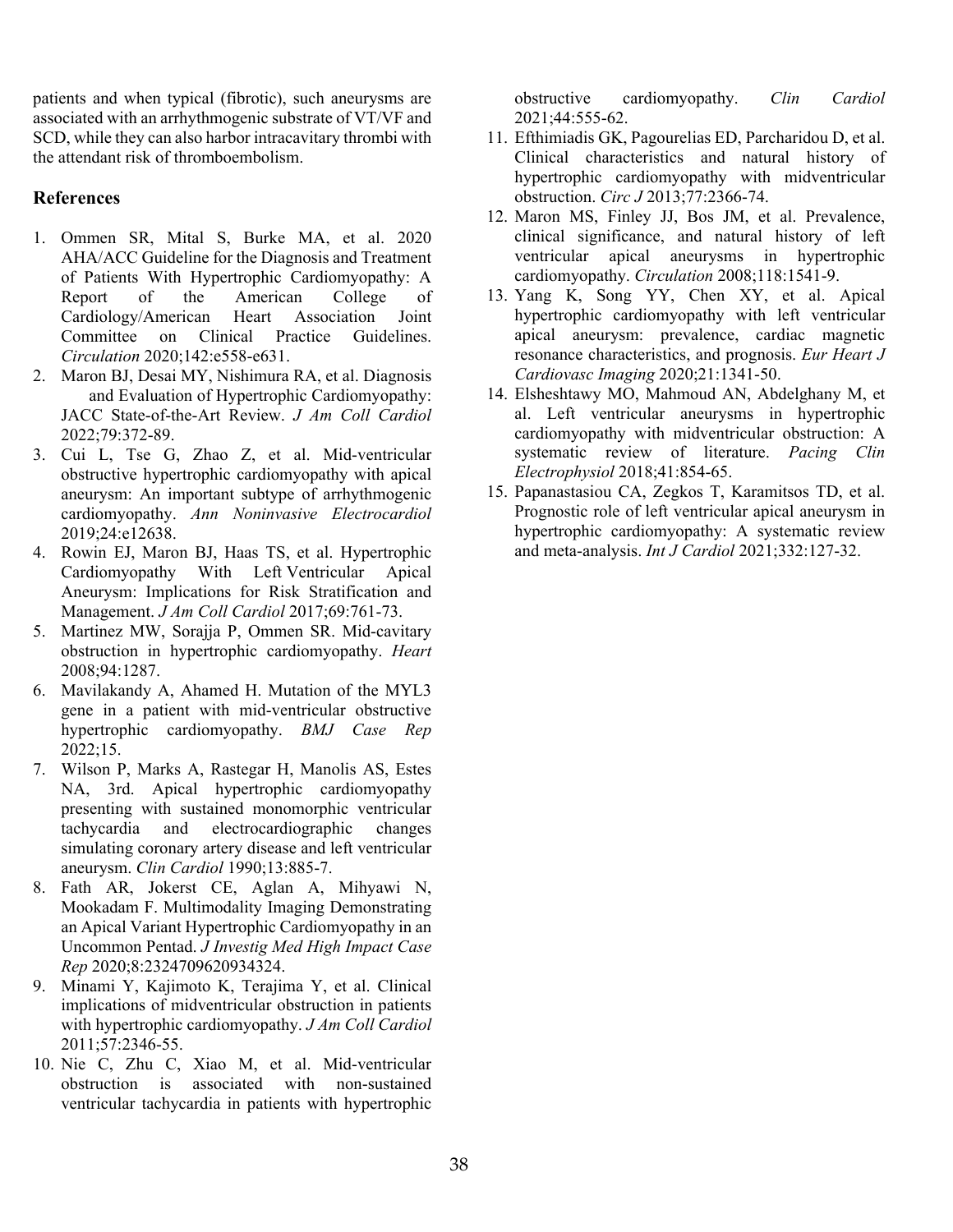patients and when typical (fibrotic), such aneurysms are associated with an arrhythmogenic substrate of VT/VF and SCD, while they can also harbor intracavitary thrombi with the attendant risk of thromboembolism.

## References

1. Ommen SR, Mital S, Burke MA, et al. 2020 AHA/ACC Guideline for the Diagnosis and Treatment of Patients With Hypertrophic Cardiomyopathy: A Report of the American College of Cardiology/American Heart Association Joint Committee on Clinical Practice Guidelines. *Circulation* 2020;142:e558-e631.
2. Maron BJ, Desai MY, Nishimura RA, et al. Diagnosis and Evaluation of Hypertrophic Cardiomyopathy: JACC State-of-the-Art Review. *J Am Coll Cardiol* 2022;79:372-89.
3. Cui L, Tse G, Zhao Z, et al. Mid-ventricular obstructive hypertrophic cardiomyopathy with apical aneurysm: An important subtype of arrhythmogenic cardiomyopathy. *Ann Noninvasive Electrocardiol* 2019;24:e12638.
4. Rowin EJ, Maron BJ, Haas TS, et al. Hypertrophic Cardiomyopathy With Left Ventricular Apical Aneurysm: Implications for Risk Stratification and Management. *J Am Coll Cardiol* 2017;69:761-73.
5. Martinez MW, Sorajja P, Ommen SR. Mid-cavitary obstruction in hypertrophic cardiomyopathy. *Heart* 2008;94:1287.
6. Mavilakandy A, Ahamed H. Mutation of the MYL3 gene in a patient with mid-ventricular obstructive hypertrophic cardiomyopathy. *BMJ Case Rep* 2022;15.
7. Wilson P, Marks A, Rastegar H, Manolis AS, Estes NA, 3rd. Apical hypertrophic cardiomyopathy presenting with sustained monomorphic ventricular tachycardia and electrocardiographic changes simulating coronary artery disease and left ventricular aneurysm. *Clin Cardiol* 1990;13:885-7.
8. Fath AR, Jokerst CE, Aglan A, Mihyawi N, Mookadam F. Multimodality Imaging Demonstrating an Apical Variant Hypertrophic Cardiomyopathy in an Uncommon Pentad. *J Investig Med High Impact Case Rep* 2020;8:2324709620934324.
9. Minami Y, Kajimoto K, Terajima Y, et al. Clinical implications of midventricular obstruction in patients with hypertrophic cardiomyopathy. *J Am Coll Cardiol* 2011;57:2346-55.
10. Nie C, Zhu C, Xiao M, et al. Mid-ventricular obstruction is associated with non-sustained ventricular tachycardia in patients with hypertrophic obstructive cardiomyopathy. *Clin Cardiol* 2021;44:555-62.
11. Efthimiadis GK, Pagourelias ED, Parcharidou D, et al. Clinical characteristics and natural history of hypertrophic cardiomyopathy with midventricular obstruction. *Circ J* 2013;77:2366-74.
12. Maron MS, Finley JJ, Bos JM, et al. Prevalence, clinical significance, and natural history of left ventricular apical aneurysms in hypertrophic cardiomyopathy. *Circulation* 2008;118:1541-9.
13. Yang K, Song YY, Chen XY, et al. Apical hypertrophic cardiomyopathy with left ventricular apical aneurysm: prevalence, cardiac magnetic resonance characteristics, and prognosis. *Eur Heart J Cardiovasc Imaging* 2020;21:1341-50.
14. Elsheshtawy MO, Mahmoud AN, Abdelghany M, et al. Left ventricular aneurysms in hypertrophic cardiomyopathy with midventricular obstruction: A systematic review of literature. *Pacing Clin Electrophysiol* 2018;41:854-65.
15. Papanastasiou CA, Zegkos T, Karamitsos TD, et al. Prognostic role of left ventricular apical aneurysm in hypertrophic cardiomyopathy: A systematic review and meta-analysis. *Int J Cardiol* 2021;332:127-32.